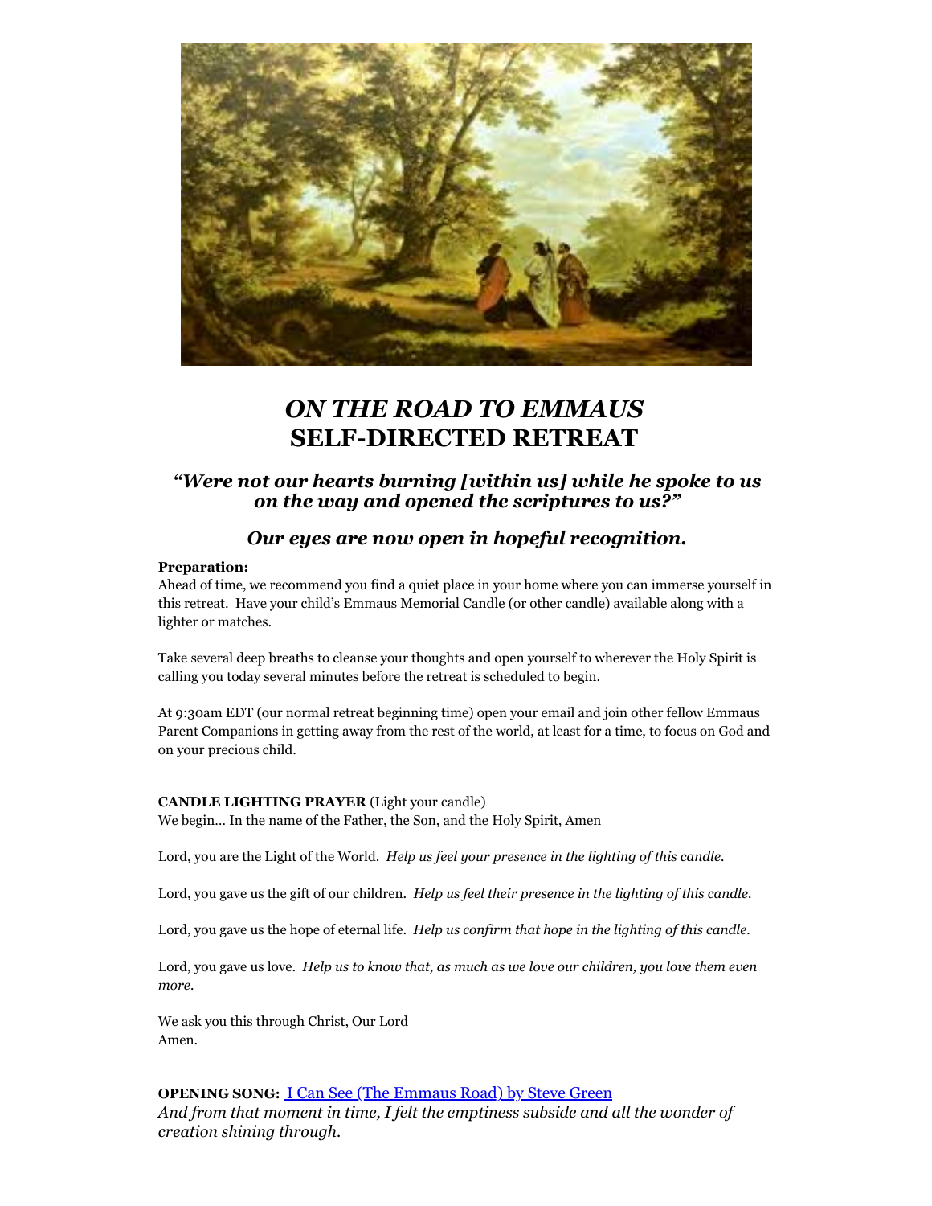# *ON THE ROAD TO EMMAUS*
# SELF-DIRECTED RETREAT

### *"Were not our hearts burning [within us] while he spoke to us on the way and opened the scriptures to us?"*

### *Our eyes are now open in hopeful recognition.*

**Preparation:**
Ahead of time, we recommend you find a quiet place in your home where you can immerse yourself in this retreat. Have your child's Emmaus Memorial Candle (or other candle) available along with a lighter or matches.

Take several deep breaths to cleanse your thoughts and open yourself to wherever the Holy Spirit is calling you today several minutes before the retreat is scheduled to begin.

At 9:30am EDT (our normal retreat beginning time) open your email and join other fellow Emmaus Parent Companions in getting away from the rest of the world, at least for a time, to focus on God and on your precious child.

**CANDLE LIGHTING PRAYER** (Light your candle)
We begin… In the name of the Father, the Son, and the Holy Spirit, Amen

Lord, you are the Light of the World. *Help us feel your presence in the lighting of this candle.*

Lord, you gave us the gift of our children. *Help us feel their presence in the lighting of this candle.*

Lord, you gave us the hope of eternal life. *Help us confirm that hope in the lighting of this candle.*

Lord, you gave us love. *Help us to know that, as much as we love our children, you love them even more.*

We ask you this through Christ, Our Lord
Amen.

**OPENING SONG:** I Can See (The Emmaus Road) by Steve Green
*And from that moment in time, I felt the emptiness subside and all the wonder of creation shining through.*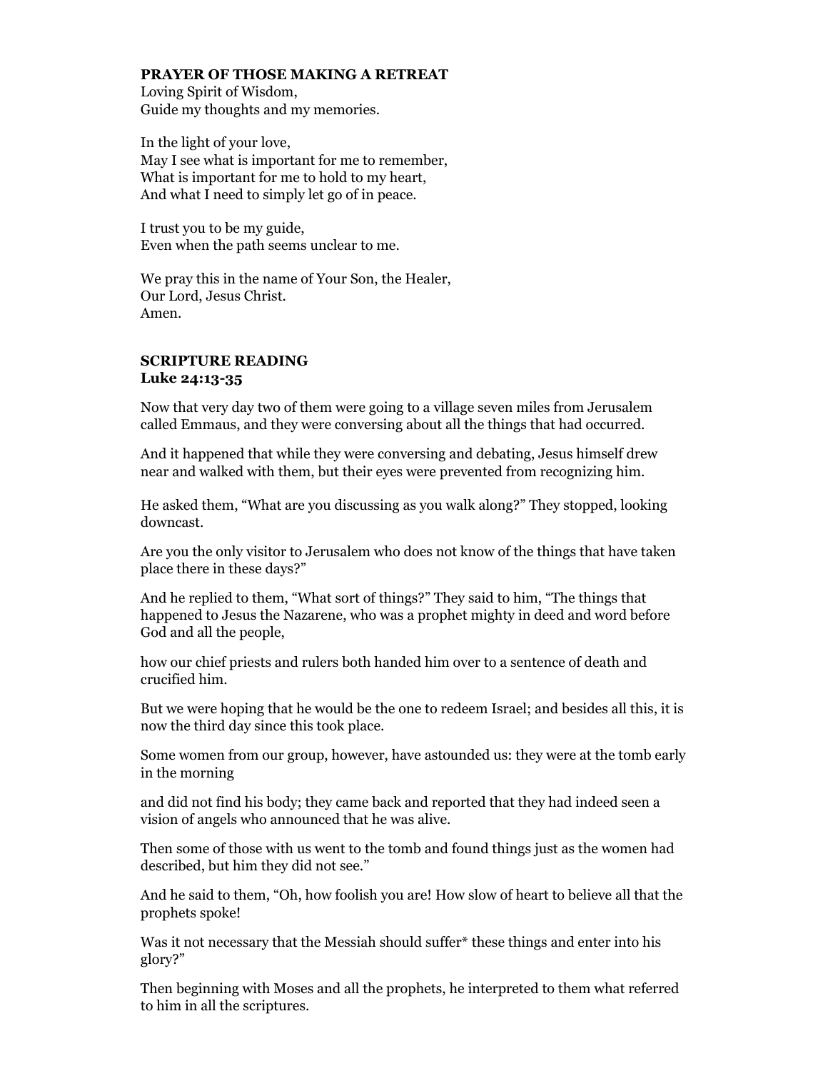**PRAYER OF THOSE MAKING A RETREAT**
Loving Spirit of Wisdom,
Guide my thoughts and my memories.

In the light of your love,
May I see what is important for me to remember,
What is important for me to hold to my heart,
And what I need to simply let go of in peace.

I trust you to be my guide,
Even when the path seems unclear to me.

We pray this in the name of Your Son, the Healer,
Our Lord, Jesus Christ.
Amen.

**SCRIPTURE READING**
**Luke 24:13-35**

Now that very day two of them were going to a village seven miles from Jerusalem called Emmaus, and they were conversing about all the things that had occurred.

And it happened that while they were conversing and debating, Jesus himself drew near and walked with them, but their eyes were prevented from recognizing him.

He asked them, "What are you discussing as you walk along?" They stopped, looking downcast.

Are you the only visitor to Jerusalem who does not know of the things that have taken place there in these days?"

And he replied to them, "What sort of things?" They said to him, "The things that happened to Jesus the Nazarene, who was a prophet mighty in deed and word before God and all the people,

how our chief priests and rulers both handed him over to a sentence of death and crucified him.

But we were hoping that he would be the one to redeem Israel; and besides all this, it is now the third day since this took place.

Some women from our group, however, have astounded us: they were at the tomb early in the morning

and did not find his body; they came back and reported that they had indeed seen a vision of angels who announced that he was alive.

Then some of those with us went to the tomb and found things just as the women had described, but him they did not see."

And he said to them, "Oh, how foolish you are! How slow of heart to believe all that the prophets spoke!

Was it not necessary that the Messiah should suffer* these things and enter into his glory?"

Then beginning with Moses and all the prophets, he interpreted to them what referred to him in all the scriptures.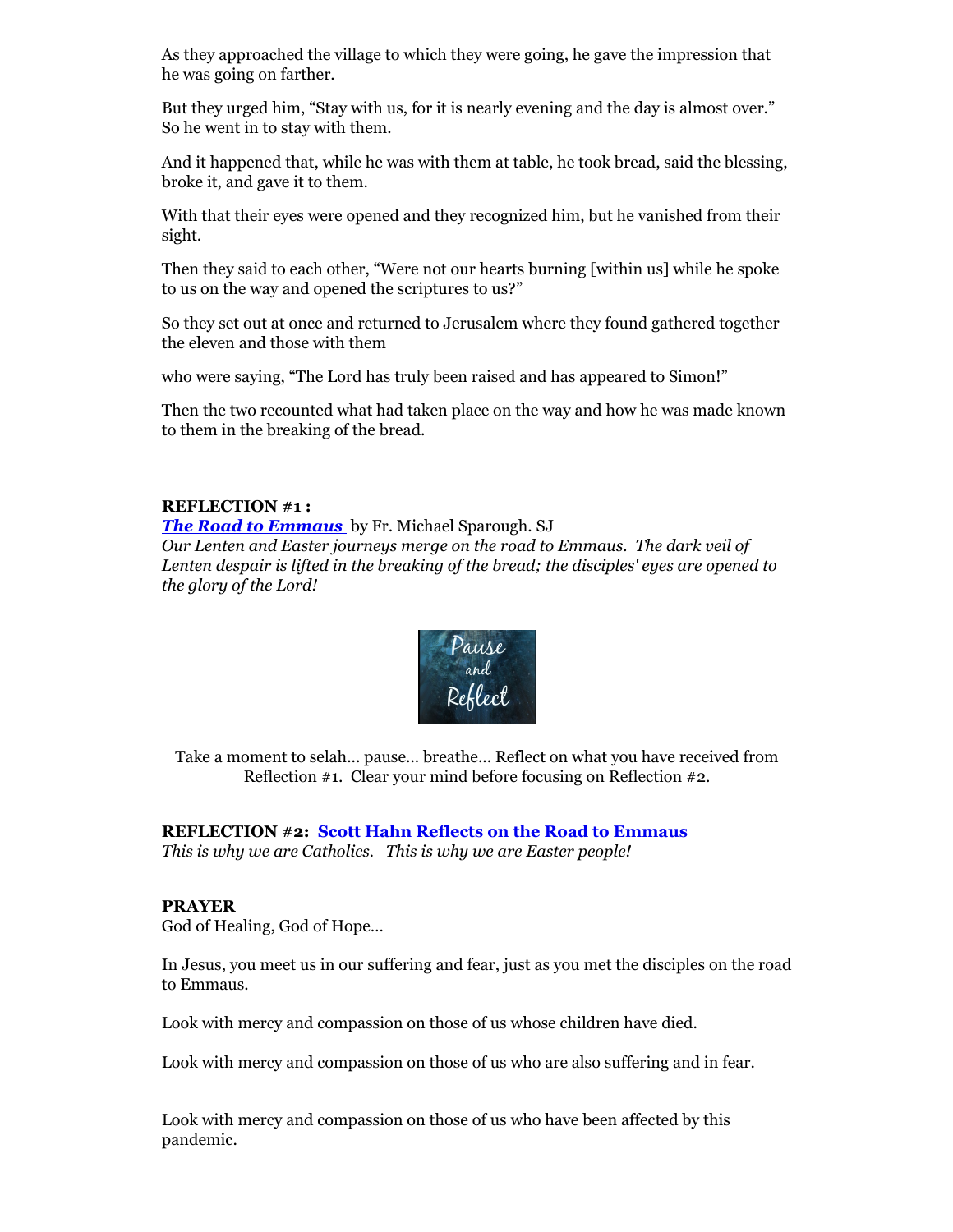As they approached the village to which they were going, he gave the impression that he was going on farther.

But they urged him, "Stay with us, for it is nearly evening and the day is almost over." So he went in to stay with them.

And it happened that, while he was with them at table, he took bread, said the blessing, broke it, and gave it to them.

With that their eyes were opened and they recognized him, but he vanished from their sight.

Then they said to each other, "Were not our hearts burning [within us] while he spoke to us on the way and opened the scriptures to us?"

So they set out at once and returned to Jerusalem where they found gathered together the eleven and those with them

who were saying, "The Lord has truly been raised and has appeared to Simon!"

Then the two recounted what had taken place on the way and how he was made known to them in the breaking of the bread.

**REFLECTION #1 :**
***The Road to Emmaus*** by Fr. Michael Sparough. SJ
*Our Lenten and Easter journeys merge on the road to Emmaus. The dark veil of Lenten despair is lifted in the breaking of the bread; the disciples' eyes are opened to the glory of the Lord!*

Pause and Reflect

Take a moment to selah... pause... breathe... Reflect on what you have received from Reflection #1. Clear your mind before focusing on Reflection #2.

**REFLECTION #2: Scott Hahn Reflects on the Road to Emmaus**
*This is why we are Catholics. This is why we are Easter people!*

**PRAYER**
God of Healing, God of Hope...

In Jesus, you meet us in our suffering and fear, just as you met the disciples on the road to Emmaus.

Look with mercy and compassion on those of us whose children have died.

Look with mercy and compassion on those of us who are also suffering and in fear.

Look with mercy and compassion on those of us who have been affected by this pandemic.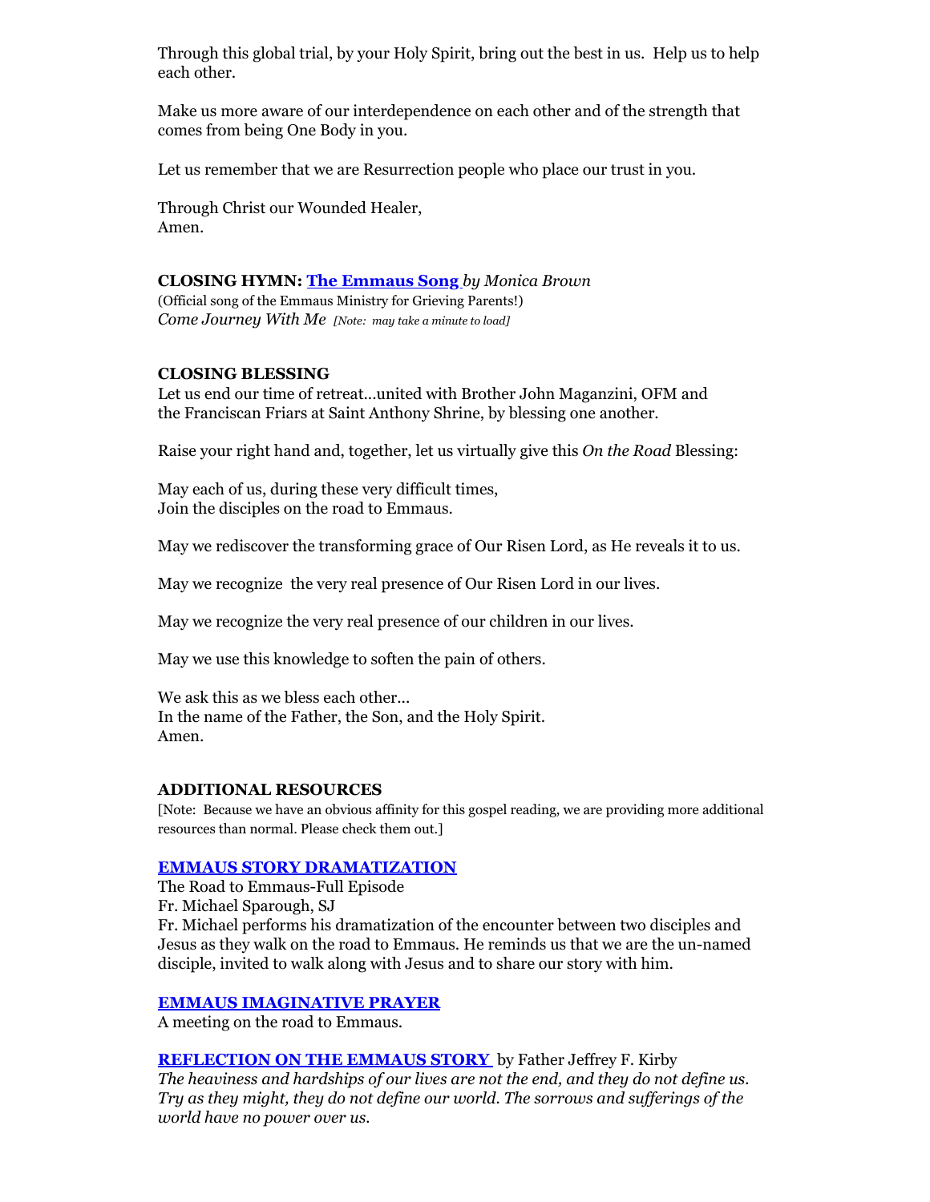Through this global trial, by your Holy Spirit, bring out the best in us. Help us to help each other.

Make us more aware of our interdependence on each other and of the strength that comes from being One Body in you.

Let us remember that we are Resurrection people who place our trust in you.

Through Christ our Wounded Healer,
Amen.

**CLOSING HYMN: The Emmaus Song** *by Monica Brown*
(Official song of the Emmaus Ministry for Grieving Parents!)
*Come Journey With Me* *[Note: may take a minute to load]*

**CLOSING BLESSING**
Let us end our time of retreat…united with Brother John Maganzini, OFM and the Franciscan Friars at Saint Anthony Shrine, by blessing one another.

Raise your right hand and, together, let us virtually give this *On the Road* Blessing:

May each of us, during these very difficult times,
Join the disciples on the road to Emmaus.

May we rediscover the transforming grace of Our Risen Lord, as He reveals it to us.

May we recognize the very real presence of Our Risen Lord in our lives.

May we recognize the very real presence of our children in our lives.

May we use this knowledge to soften the pain of others.

We ask this as we bless each other…
In the name of the Father, the Son, and the Holy Spirit.
Amen.

**ADDITIONAL RESOURCES**
[Note: Because we have an obvious affinity for this gospel reading, we are providing more additional resources than normal. Please check them out.]

**EMMAUS STORY DRAMATIZATION**
The Road to Emmaus-Full Episode
Fr. Michael Sparough, SJ
Fr. Michael performs his dramatization of the encounter between two disciples and Jesus as they walk on the road to Emmaus. He reminds us that we are the un-named disciple, invited to walk along with Jesus and to share our story with him.

**EMMAUS IMAGINATIVE PRAYER**
A meeting on the road to Emmaus.

**REFLECTION ON THE EMMAUS STORY** by Father Jeffrey F. Kirby
*The heaviness and hardships of our lives are not the end, and they do not define us. Try as they might, they do not define our world. The sorrows and sufferings of the world have no power over us.*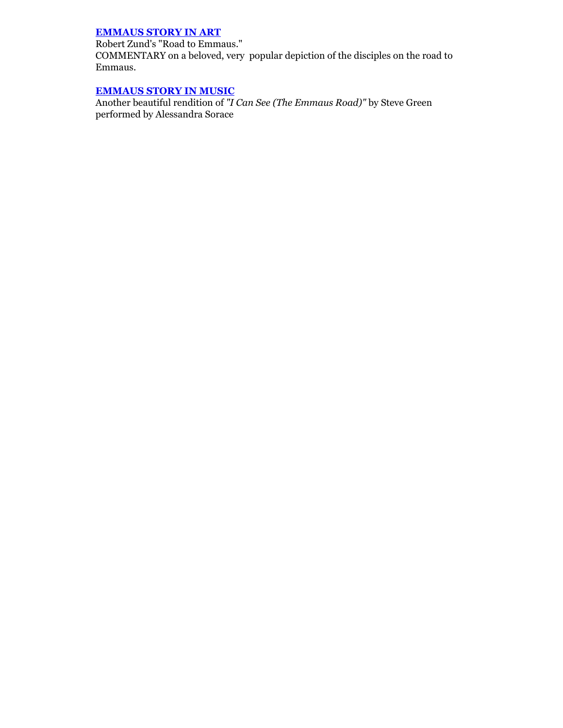**[EMMAUS STORY IN ART]**
Robert Zund's "Road to Emmaus."
COMMENTARY on a beloved, very popular depiction of the disciples on the road to Emmaus.

**[EMMAUS STORY IN MUSIC]**
Another beautiful rendition of *"I Can See (The Emmaus Road)"* by Steve Green performed by Alessandra Sorace